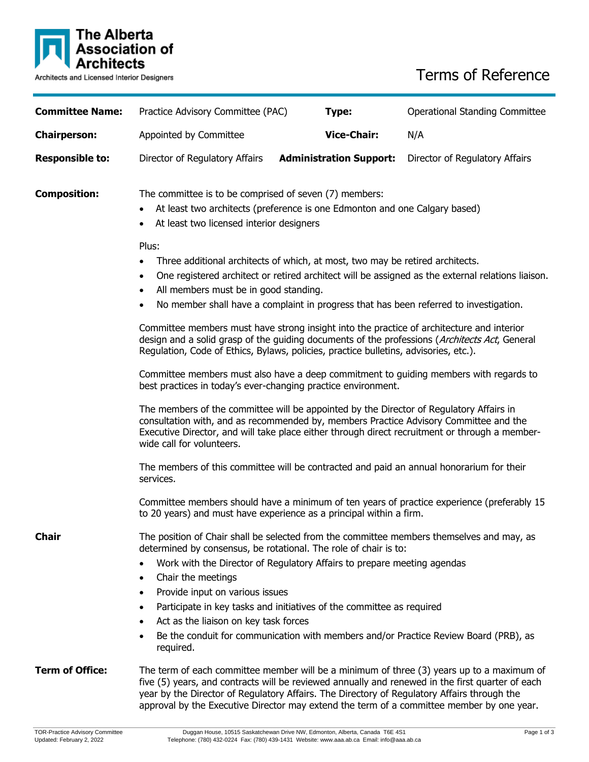# The Alberta Association of Architects

Architects and Licensed Interior Designers

# Terms of Reference

| | | | |
|---|---|---|---|
| **Committee Name:** | Practice Advisory Committee (PAC) | **Type:** | Operational Standing Committee |
| **Chairperson:** | Appointed by Committee | **Vice-Chair:** | N/A |
| **Responsible to:** | Director of Regulatory Affairs | **Administration Support:** | Director of Regulatory Affairs |

**Composition:**

The committee is to be comprised of seven (7) members:

- At least two architects (preference is one Edmonton and one Calgary based)
- At least two licensed interior designers

Plus:

- Three additional architects of which, at most, two may be retired architects.
- One registered architect or retired architect will be assigned as the external relations liaison.
- All members must be in good standing.
- No member shall have a complaint in progress that has been referred to investigation.

Committee members must have strong insight into the practice of architecture and interior design and a solid grasp of the guiding documents of the professions (*Architects Act*, General Regulation, Code of Ethics, Bylaws, policies, practice bulletins, advisories, etc.).

Committee members must also have a deep commitment to guiding members with regards to best practices in today's ever-changing practice environment.

The members of the committee will be appointed by the Director of Regulatory Affairs in consultation with, and as recommended by, members Practice Advisory Committee and the Executive Director, and will take place either through direct recruitment or through a member-wide call for volunteers.

The members of this committee will be contracted and paid an annual honorarium for their services.

Committee members should have a minimum of ten years of practice experience (preferably 15 to 20 years) and must have experience as a principal within a firm.

**Chair**

The position of Chair shall be selected from the committee members themselves and may, as determined by consensus, be rotational. The role of chair is to:

- Work with the Director of Regulatory Affairs to prepare meeting agendas
- Chair the meetings
- Provide input on various issues
- Participate in key tasks and initiatives of the committee as required
- Act as the liaison on key task forces
- Be the conduit for communication with members and/or Practice Review Board (PRB), as required.

**Term of Office:**

The term of each committee member will be a minimum of three (3) years up to a maximum of five (5) years, and contracts will be reviewed annually and renewed in the first quarter of each year by the Director of Regulatory Affairs. The Directory of Regulatory Affairs through the approval by the Executive Director may extend the term of a committee member by one year.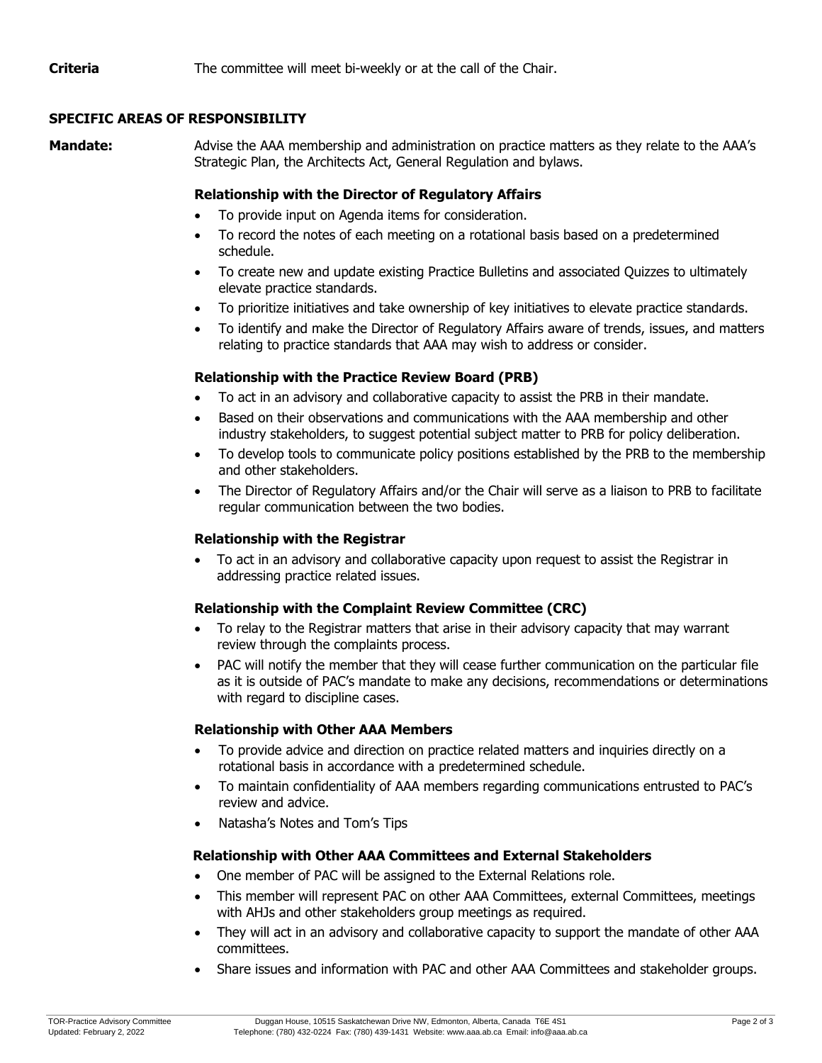**Criteria** The committee will meet bi-weekly or at the call of the Chair.

## SPECIFIC AREAS OF RESPONSIBILITY

**Mandate:** Advise the AAA membership and administration on practice matters as they relate to the AAA's Strategic Plan, the Architects Act, General Regulation and bylaws.

### Relationship with the Director of Regulatory Affairs

- To provide input on Agenda items for consideration.
- To record the notes of each meeting on a rotational basis based on a predetermined schedule.
- To create new and update existing Practice Bulletins and associated Quizzes to ultimately elevate practice standards.
- To prioritize initiatives and take ownership of key initiatives to elevate practice standards.
- To identify and make the Director of Regulatory Affairs aware of trends, issues, and matters relating to practice standards that AAA may wish to address or consider.

### Relationship with the Practice Review Board (PRB)

- To act in an advisory and collaborative capacity to assist the PRB in their mandate.
- Based on their observations and communications with the AAA membership and other industry stakeholders, to suggest potential subject matter to PRB for policy deliberation.
- To develop tools to communicate policy positions established by the PRB to the membership and other stakeholders.
- The Director of Regulatory Affairs and/or the Chair will serve as a liaison to PRB to facilitate regular communication between the two bodies.

### Relationship with the Registrar

- To act in an advisory and collaborative capacity upon request to assist the Registrar in addressing practice related issues.

### Relationship with the Complaint Review Committee (CRC)

- To relay to the Registrar matters that arise in their advisory capacity that may warrant review through the complaints process.
- PAC will notify the member that they will cease further communication on the particular file as it is outside of PAC's mandate to make any decisions, recommendations or determinations with regard to discipline cases.

### Relationship with Other AAA Members

- To provide advice and direction on practice related matters and inquiries directly on a rotational basis in accordance with a predetermined schedule.
- To maintain confidentiality of AAA members regarding communications entrusted to PAC's review and advice.
- Natasha's Notes and Tom's Tips

### Relationship with Other AAA Committees and External Stakeholders

- One member of PAC will be assigned to the External Relations role.
- This member will represent PAC on other AAA Committees, external Committees, meetings with AHJs and other stakeholders group meetings as required.
- They will act in an advisory and collaborative capacity to support the mandate of other AAA committees.
- Share issues and information with PAC and other AAA Committees and stakeholder groups.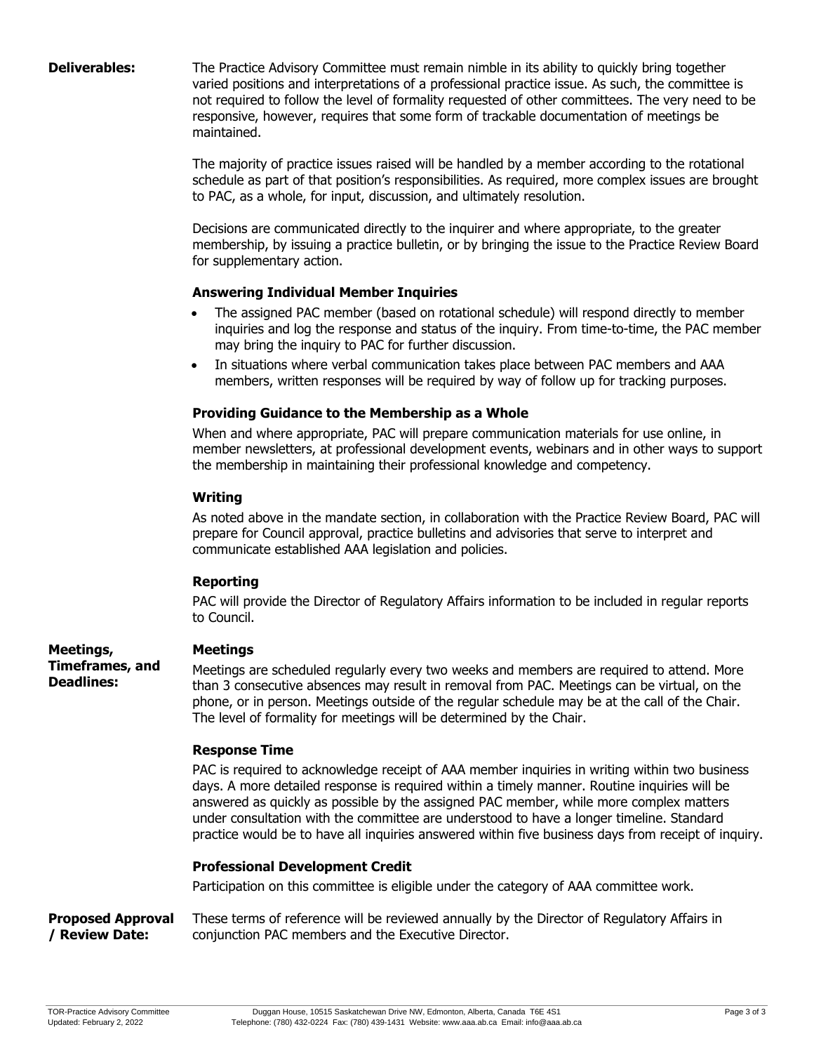**Deliverables:**

The Practice Advisory Committee must remain nimble in its ability to quickly bring together varied positions and interpretations of a professional practice issue. As such, the committee is not required to follow the level of formality requested of other committees. The very need to be responsive, however, requires that some form of trackable documentation of meetings be maintained.

The majority of practice issues raised will be handled by a member according to the rotational schedule as part of that position's responsibilities. As required, more complex issues are brought to PAC, as a whole, for input, discussion, and ultimately resolution.

Decisions are communicated directly to the inquirer and where appropriate, to the greater membership, by issuing a practice bulletin, or by bringing the issue to the Practice Review Board for supplementary action.

### Answering Individual Member Inquiries

- The assigned PAC member (based on rotational schedule) will respond directly to member inquiries and log the response and status of the inquiry. From time-to-time, the PAC member may bring the inquiry to PAC for further discussion.
- In situations where verbal communication takes place between PAC members and AAA members, written responses will be required by way of follow up for tracking purposes.

### Providing Guidance to the Membership as a Whole

When and where appropriate, PAC will prepare communication materials for use online, in member newsletters, at professional development events, webinars and in other ways to support the membership in maintaining their professional knowledge and competency.

### Writing

As noted above in the mandate section, in collaboration with the Practice Review Board, PAC will prepare for Council approval, practice bulletins and advisories that serve to interpret and communicate established AAA legislation and policies.

### Reporting

PAC will provide the Director of Regulatory Affairs information to be included in regular reports to Council.

**Meetings, Timeframes, and Deadlines:**

### Meetings

Meetings are scheduled regularly every two weeks and members are required to attend. More than 3 consecutive absences may result in removal from PAC. Meetings can be virtual, on the phone, or in person. Meetings outside of the regular schedule may be at the call of the Chair. The level of formality for meetings will be determined by the Chair.

### Response Time

PAC is required to acknowledge receipt of AAA member inquiries in writing within two business days. A more detailed response is required within a timely manner. Routine inquiries will be answered as quickly as possible by the assigned PAC member, while more complex matters under consultation with the committee are understood to have a longer timeline. Standard practice would be to have all inquiries answered within five business days from receipt of inquiry.

### Professional Development Credit

Participation on this committee is eligible under the category of AAA committee work.

**Proposed Approval / Review Date:**

These terms of reference will be reviewed annually by the Director of Regulatory Affairs in conjunction PAC members and the Executive Director.